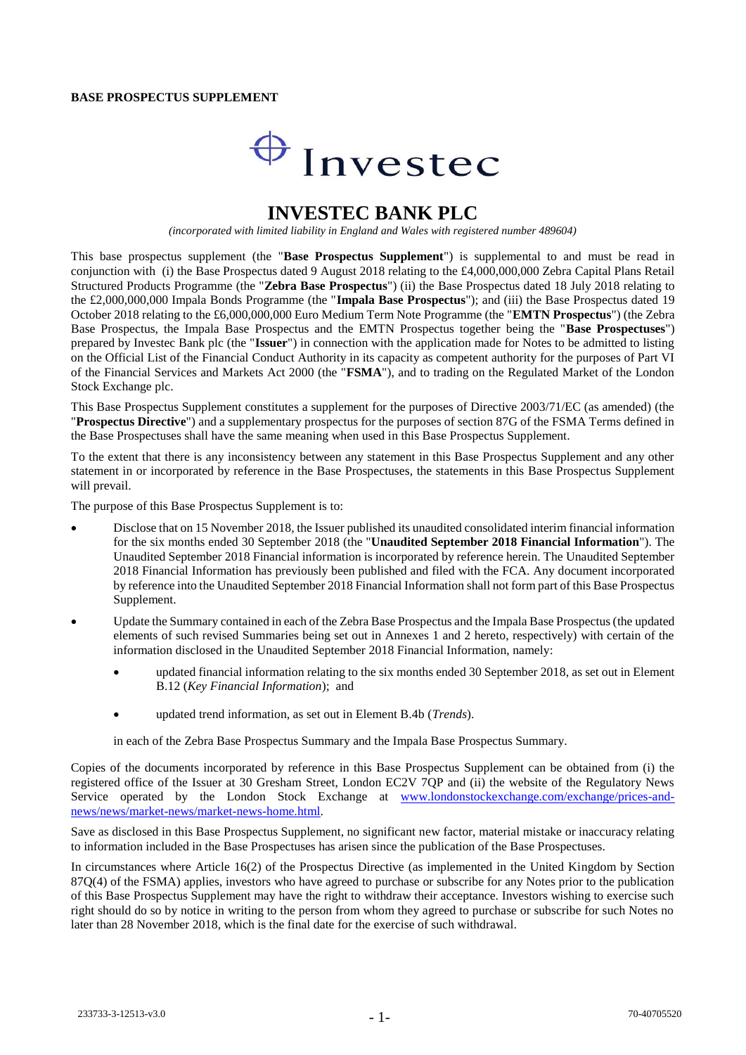**BASE PROSPECTUS SUPPLEMENT**

Investec

# INVESTEC BANK PLC

*(incorporated with limited liability in England and Wales with registered number 489604)*

This base prospectus supplement (the "**Base Prospectus Supplement**") is supplemental to and must be read in conjunction with (i) the Base Prospectus dated 9 August 2018 relating to the £4,000,000,000 Zebra Capital Plans Retail Structured Products Programme (the "**Zebra Base Prospectus**") (ii) the Base Prospectus dated 18 July 2018 relating to the £2,000,000,000 Impala Bonds Programme (the "**Impala Base Prospectus**"); and (iii) the Base Prospectus dated 19 October 2018 relating to the £6,000,000,000 Euro Medium Term Note Programme (the "**EMTN Prospectus**") (the Zebra Base Prospectus, the Impala Base Prospectus and the EMTN Prospectus together being the "**Base Prospectuses**") prepared by Investec Bank plc (the "**Issuer**") in connection with the application made for Notes to be admitted to listing on the Official List of the Financial Conduct Authority in its capacity as competent authority for the purposes of Part VI of the Financial Services and Markets Act 2000 (the "**FSMA**"), and to trading on the Regulated Market of the London Stock Exchange plc.

This Base Prospectus Supplement constitutes a supplement for the purposes of Directive 2003/71/EC (as amended) (the "**Prospectus Directive**") and a supplementary prospectus for the purposes of section 87G of the FSMA Terms defined in the Base Prospectuses shall have the same meaning when used in this Base Prospectus Supplement.

To the extent that there is any inconsistency between any statement in this Base Prospectus Supplement and any other statement in or incorporated by reference in the Base Prospectuses, the statements in this Base Prospectus Supplement will prevail.

The purpose of this Base Prospectus Supplement is to:

- Disclose that on 15 November 2018, the Issuer published its unaudited consolidated interim financial information for the six months ended 30 September 2018 (the "**Unaudited September 2018 Financial Information**"). The Unaudited September 2018 Financial information is incorporated by reference herein. The Unaudited September 2018 Financial Information has previously been published and filed with the FCA. Any document incorporated by reference into the Unaudited September 2018 Financial Information shall not form part of this Base Prospectus Supplement.
- Update the Summary contained in each of the Zebra Base Prospectus and the Impala Base Prospectus (the updated elements of such revised Summaries being set out in Annexes 1 and 2 hereto, respectively) with certain of the information disclosed in the Unaudited September 2018 Financial Information, namely:
  - updated financial information relating to the six months ended 30 September 2018, as set out in Element B.12 (*Key Financial Information*); and
  - updated trend information, as set out in Element B.4b (*Trends*).

  in each of the Zebra Base Prospectus Summary and the Impala Base Prospectus Summary.

Copies of the documents incorporated by reference in this Base Prospectus Supplement can be obtained from (i) the registered office of the Issuer at 30 Gresham Street, London EC2V 7QP and (ii) the website of the Regulatory News Service operated by the London Stock Exchange at www.londonstockexchange.com/exchange/prices-and-news/news/market-news/market-news-home.html.

Save as disclosed in this Base Prospectus Supplement, no significant new factor, material mistake or inaccuracy relating to information included in the Base Prospectuses has arisen since the publication of the Base Prospectuses.

In circumstances where Article 16(2) of the Prospectus Directive (as implemented in the United Kingdom by Section 87Q(4) of the FSMA) applies, investors who have agreed to purchase or subscribe for any Notes prior to the publication of this Base Prospectus Supplement may have the right to withdraw their acceptance. Investors wishing to exercise such right should do so by notice in writing to the person from whom they agreed to purchase or subscribe for such Notes no later than 28 November 2018, which is the final date for the exercise of such withdrawal.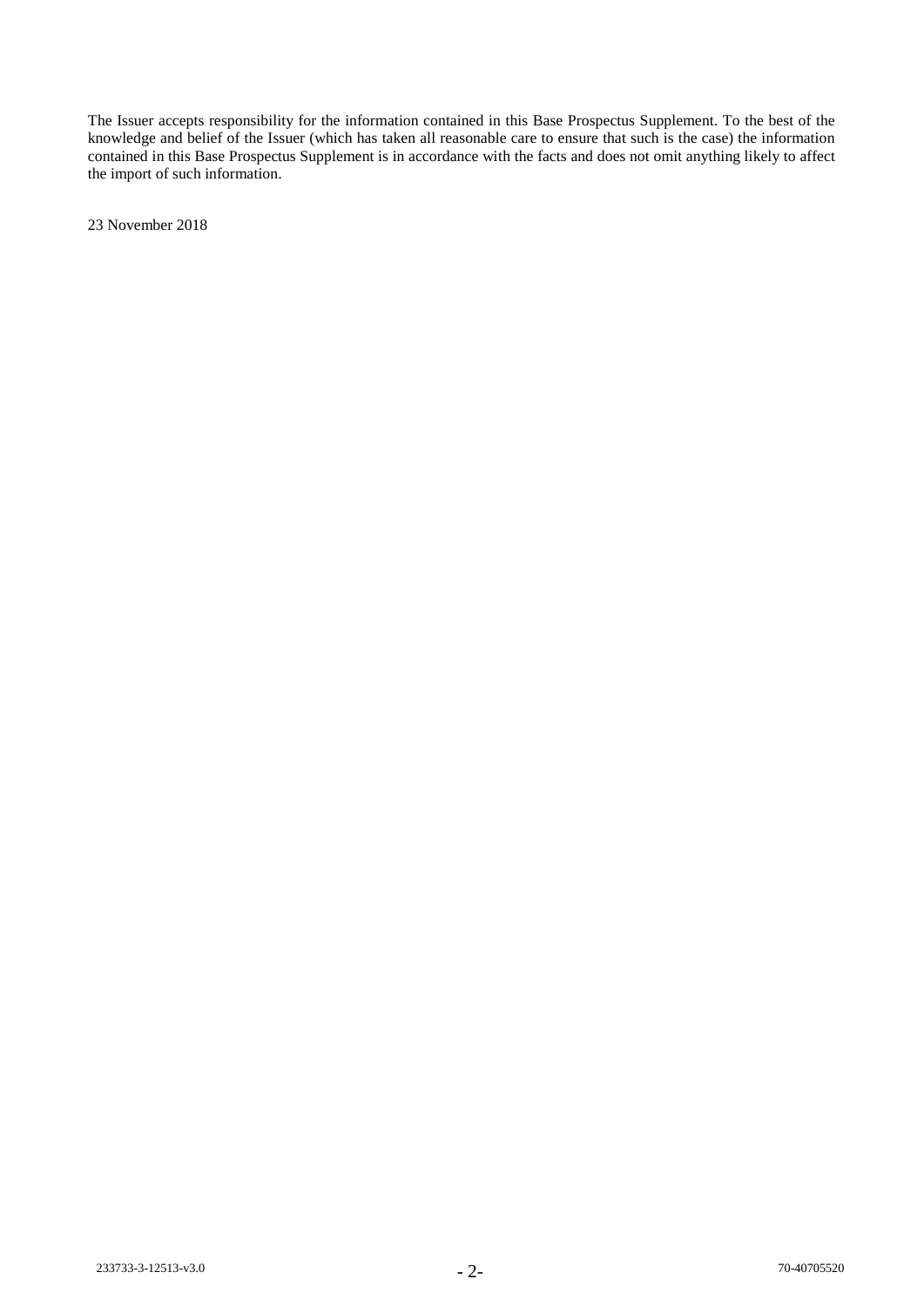The Issuer accepts responsibility for the information contained in this Base Prospectus Supplement. To the best of the knowledge and belief of the Issuer (which has taken all reasonable care to ensure that such is the case) the information contained in this Base Prospectus Supplement is in accordance with the facts and does not omit anything likely to affect the import of such information.

23 November 2018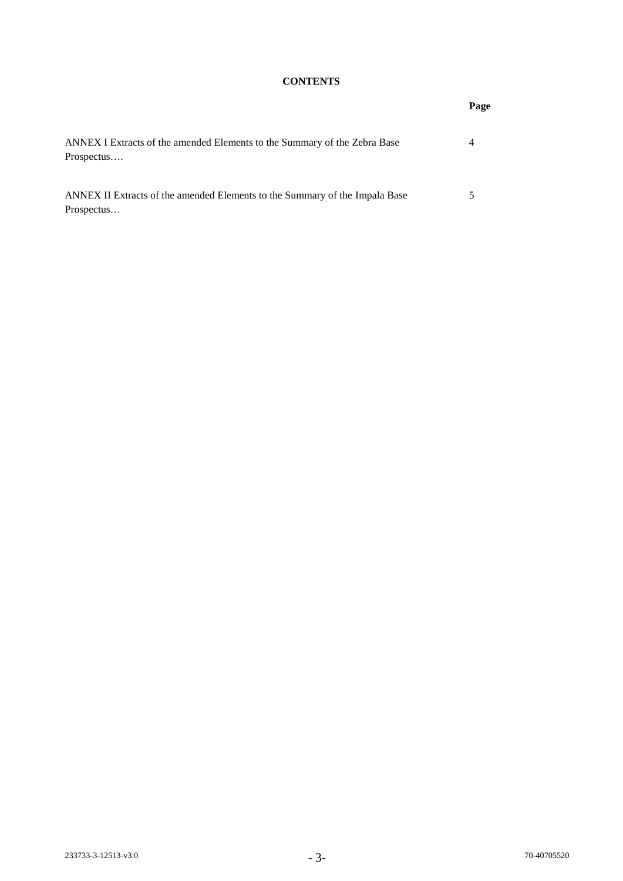**CONTENTS**

| | Page |
|---|---|
| ANNEX I Extracts of the amended Elements to the Summary of the Zebra Base Prospectus…. | 4 |
| ANNEX II Extracts of the amended Elements to the Summary of the Impala Base Prospectus… | 5 |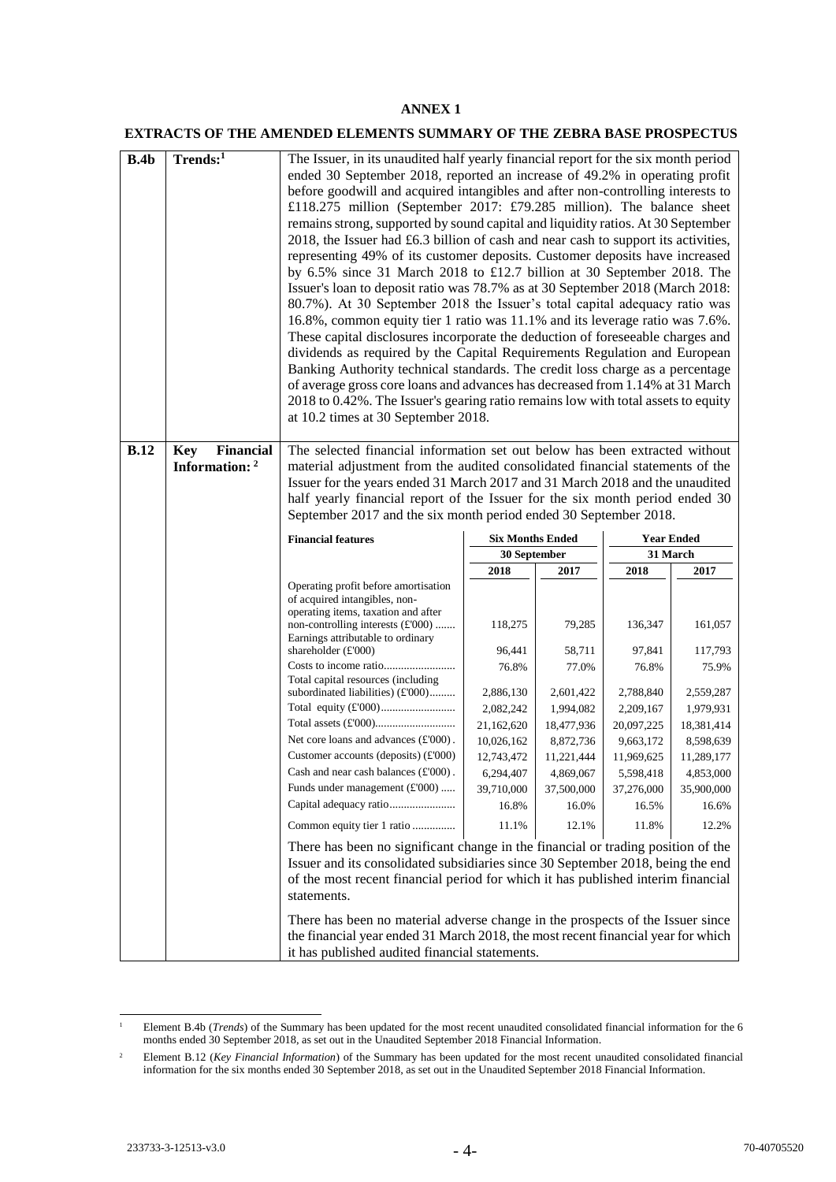**ANNEX 1**

**EXTRACTS OF THE AMENDED ELEMENTS SUMMARY OF THE ZEBRA BASE PROSPECTUS**

**B.4b** **Trends:**[1]

The Issuer, in its unaudited half yearly financial report for the six month period ended 30 September 2018, reported an increase of 49.2% in operating profit before goodwill and acquired intangibles and after non-controlling interests to £118.275 million (September 2017: £79.285 million). The balance sheet remains strong, supported by sound capital and liquidity ratios. At 30 September 2018, the Issuer had £6.3 billion of cash and near cash to support its activities, representing 49% of its customer deposits. Customer deposits have increased by 6.5% since 31 March 2018 to £12.7 billion at 30 September 2018. The Issuer's loan to deposit ratio was 78.7% as at 30 September 2018 (March 2018: 80.7%). At 30 September 2018 the Issuer's total capital adequacy ratio was 16.8%, common equity tier 1 ratio was 11.1% and its leverage ratio was 7.6%. These capital disclosures incorporate the deduction of foreseeable charges and dividends as required by the Capital Requirements Regulation and European Banking Authority technical standards. The credit loss charge as a percentage of average gross core loans and advances has decreased from 1.14% at 31 March 2018 to 0.42%. The Issuer's gearing ratio remains low with total assets to equity at 10.2 times at 30 September 2018.

**B.12** **Key Financial Information:**[2]

The selected financial information set out below has been extracted without material adjustment from the audited consolidated financial statements of the Issuer for the years ended 31 March 2017 and 31 March 2018 and the unaudited half yearly financial report of the Issuer for the six month period ended 30 September 2017 and the six month period ended 30 September 2018.

| **Financial features** | **Six Months Ended 30 September** | | **Year Ended 31 March** | |
|---|---|---|---|---|
| | **2018** | **2017** | **2018** | **2017** |
| Operating profit before amortisation of acquired intangibles, non-operating items, taxation and after non-controlling interests (£'000) ....... | 118,275 | 79,285 | 136,347 | 161,057 |
| Earnings attributable to ordinary shareholder (£'000) | 96,441 | 58,711 | 97,841 | 117,793 |
| Costs to income ratio......................... | 76.8% | 77.0% | 76.8% | 75.9% |
| Total capital resources (including subordinated liabilities) (£'000)......... | 2,886,130 | 2,601,422 | 2,788,840 | 2,559,287 |
| Total equity (£'000).......................... | 2,082,242 | 1,994,082 | 2,209,167 | 1,979,931 |
| Total assets (£'000)........................... | 21,162,620 | 18,477,936 | 20,097,225 | 18,381,414 |
| Net core loans and advances (£'000) . | 10,026,162 | 8,872,736 | 9,663,172 | 8,598,639 |
| Customer accounts (deposits) (£'000) | 12,743,472 | 11,221,444 | 11,969,625 | 11,289,177 |
| Cash and near cash balances (£'000) . | 6,294,407 | 4,869,067 | 5,598,418 | 4,853,000 |
| Funds under management (£'000) ..... | 39,710,000 | 37,500,000 | 37,276,000 | 35,900,000 |
| Capital adequacy ratio....................... | 16.8% | 16.0% | 16.5% | 16.6% |
| Common equity tier 1 ratio ............... | 11.1% | 12.1% | 11.8% | 12.2% |

There has been no significant change in the financial or trading position of the Issuer and its consolidated subsidiaries since 30 September 2018, being the end of the most recent financial period for which it has published interim financial statements.

There has been no material adverse change in the prospects of the Issuer since the financial year ended 31 March 2018, the most recent financial year for which it has published audited financial statements.

---

[1] Element B.4b (*Trends*) of the Summary has been updated for the most recent unaudited consolidated financial information for the 6 months ended 30 September 2018, as set out in the Unaudited September 2018 Financial Information.

[2] Element B.12 (*Key Financial Information*) of the Summary has been updated for the most recent unaudited consolidated financial information for the six months ended 30 September 2018, as set out in the Unaudited September 2018 Financial Information.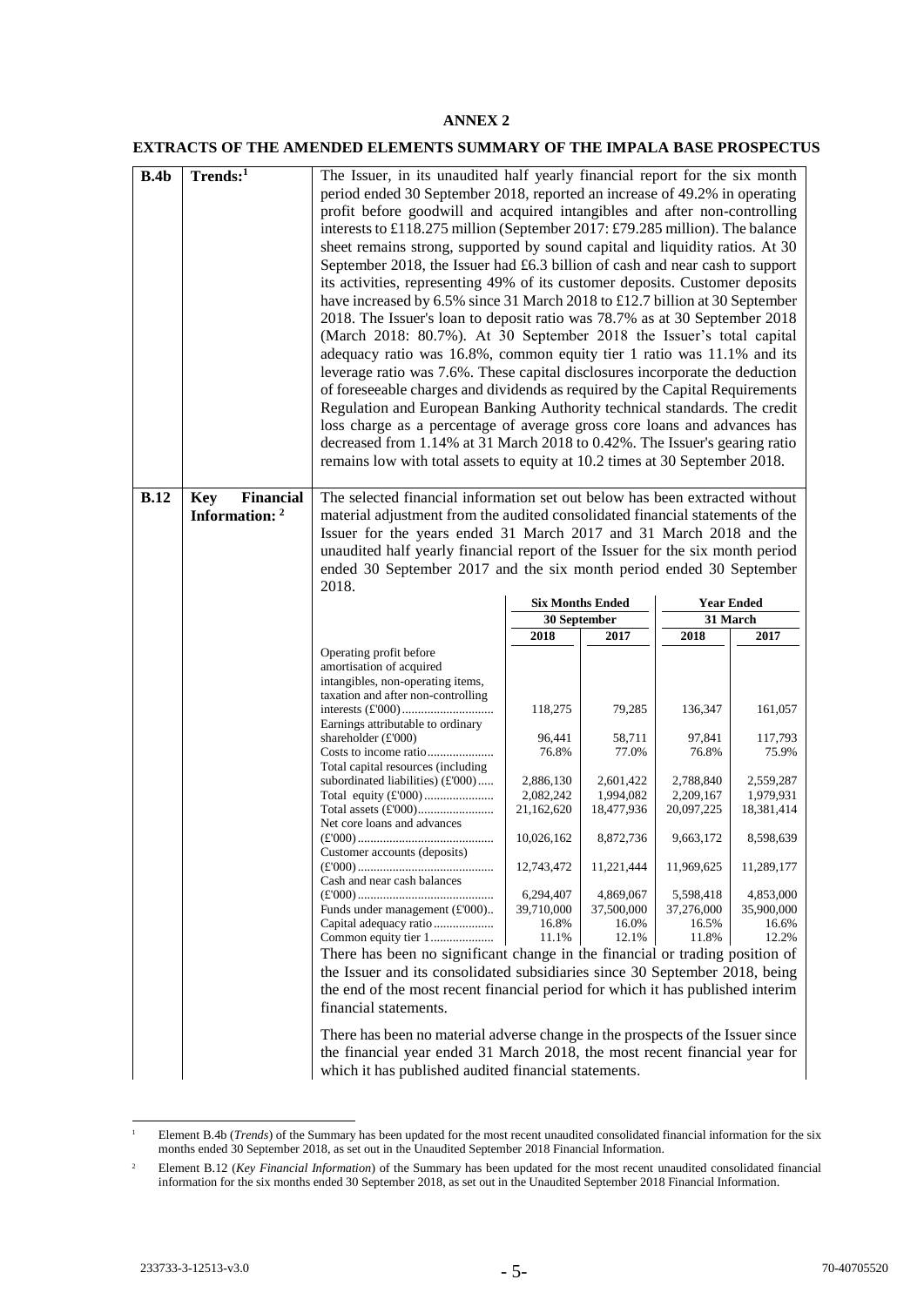**ANNEX 2**

**EXTRACTS OF THE AMENDED ELEMENTS SUMMARY OF THE IMPALA BASE PROSPECTUS**

**B.4b** **Trends:**[1]

The Issuer, in its unaudited half yearly financial report for the six month period ended 30 September 2018, reported an increase of 49.2% in operating profit before goodwill and acquired intangibles and after non-controlling interests to £118.275 million (September 2017: £79.285 million). The balance sheet remains strong, supported by sound capital and liquidity ratios. At 30 September 2018, the Issuer had £6.3 billion of cash and near cash to support its activities, representing 49% of its customer deposits. Customer deposits have increased by 6.5% since 31 March 2018 to £12.7 billion at 30 September 2018. The Issuer's loan to deposit ratio was 78.7% as at 30 September 2018 (March 2018: 80.7%). At 30 September 2018 the Issuer's total capital adequacy ratio was 16.8%, common equity tier 1 ratio was 11.1% and its leverage ratio was 7.6%. These capital disclosures incorporate the deduction of foreseeable charges and dividends as required by the Capital Requirements Regulation and European Banking Authority technical standards. The credit loss charge as a percentage of average gross core loans and advances has decreased from 1.14% at 31 March 2018 to 0.42%. The Issuer's gearing ratio remains low with total assets to equity at 10.2 times at 30 September 2018.

**B.12** **Key Financial Information:**[2]

The selected financial information set out below has been extracted without material adjustment from the audited consolidated financial statements of the Issuer for the years ended 31 March 2017 and 31 March 2018 and the unaudited half yearly financial report of the Issuer for the six month period ended 30 September 2017 and the six month period ended 30 September 2018.

| | Six Months Ended 30 September | | Year Ended 31 March | |
|---|---|---|---|---|
| | 2018 | 2017 | 2018 | 2017 |
| Operating profit before amortisation of acquired intangibles, non-operating items, taxation and after non-controlling interests (£'000) | 118,275 | 79,285 | 136,347 | 161,057 |
| Earnings attributable to ordinary shareholder (£'000) | 96,441 | 58,711 | 97,841 | 117,793 |
| Costs to income ratio | 76.8% | 77.0% | 76.8% | 75.9% |
| Total capital resources (including subordinated liabilities) (£'000) | 2,886,130 | 2,601,422 | 2,788,840 | 2,559,287 |
| Total equity (£'000) | 2,082,242 | 1,994,082 | 2,209,167 | 1,979,931 |
| Total assets (£'000) | 21,162,620 | 18,477,936 | 20,097,225 | 18,381,414 |
| Net core loans and advances (£'000) | 10,026,162 | 8,872,736 | 9,663,172 | 8,598,639 |
| Customer accounts (deposits) (£'000) | 12,743,472 | 11,221,444 | 11,969,625 | 11,289,177 |
| Cash and near cash balances (£'000) | 6,294,407 | 4,869,067 | 5,598,418 | 4,853,000 |
| Funds under management (£'000) | 39,710,000 | 37,500,000 | 37,276,000 | 35,900,000 |
| Capital adequacy ratio | 16.8% | 16.0% | 16.5% | 16.6% |
| Common equity tier 1 | 11.1% | 12.1% | 11.8% | 12.2% |

There has been no significant change in the financial or trading position of the Issuer and its consolidated subsidiaries since 30 September 2018, being the end of the most recent financial period for which it has published interim financial statements.

There has been no material adverse change in the prospects of the Issuer since the financial year ended 31 March 2018, the most recent financial year for which it has published audited financial statements.

---

[1] Element B.4b (*Trends*) of the Summary has been updated for the most recent unaudited consolidated financial information for the six months ended 30 September 2018, as set out in the Unaudited September 2018 Financial Information.

[2] Element B.12 (*Key Financial Information*) of the Summary has been updated for the most recent unaudited consolidated financial information for the six months ended 30 September 2018, as set out in the Unaudited September 2018 Financial Information.